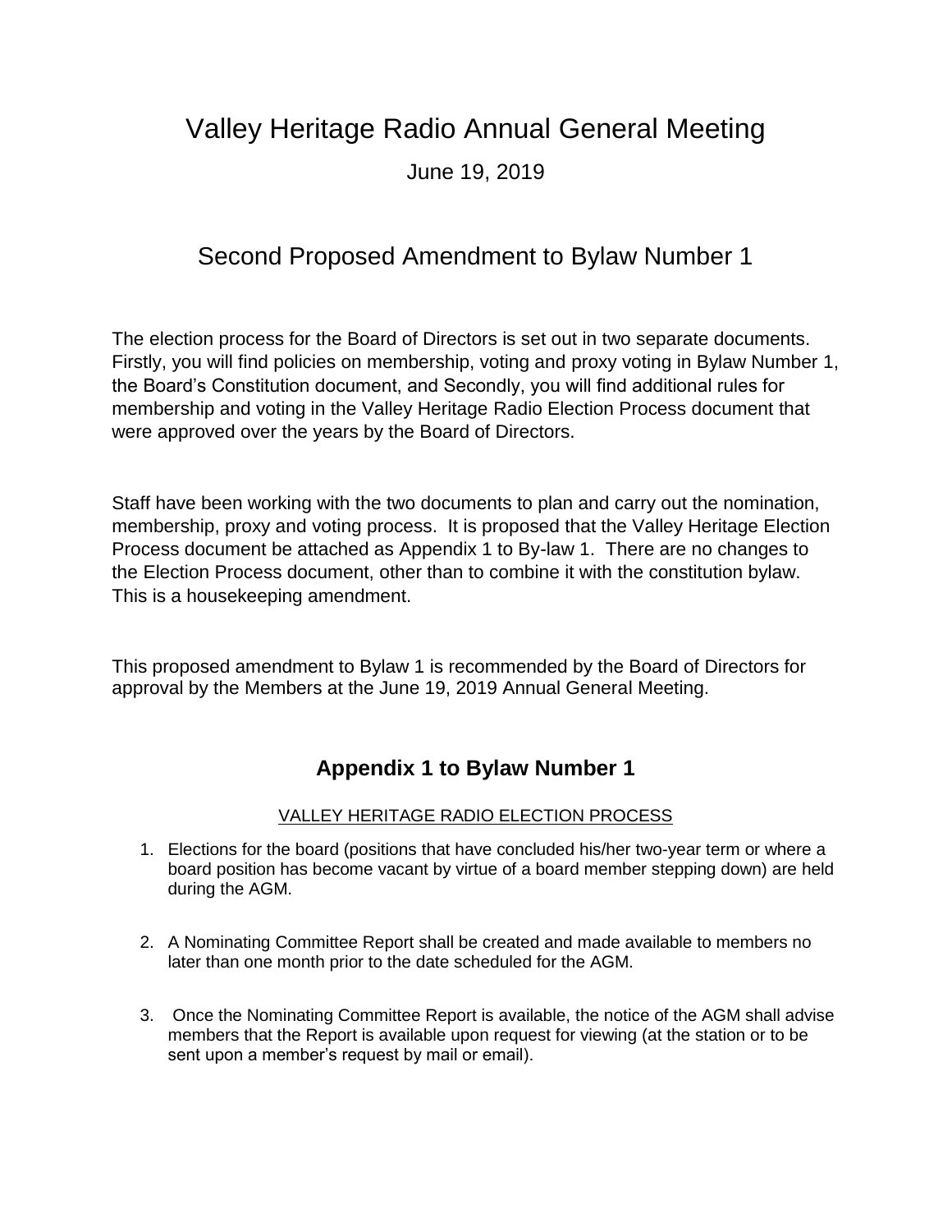# Valley Heritage Radio Annual General Meeting

June 19, 2019

## Second Proposed Amendment to Bylaw Number 1

The election process for the Board of Directors is set out in two separate documents. Firstly, you will find policies on membership, voting and proxy voting in Bylaw Number 1, the Board's Constitution document, and Secondly, you will find additional rules for membership and voting in the Valley Heritage Radio Election Process document that were approved over the years by the Board of Directors.

Staff have been working with the two documents to plan and carry out the nomination, membership, proxy and voting process. It is proposed that the Valley Heritage Election Process document be attached as Appendix 1 to By-law 1. There are no changes to the Election Process document, other than to combine it with the constitution bylaw. This is a housekeeping amendment.

This proposed amendment to Bylaw 1 is recommended by the Board of Directors for approval by the Members at the June 19, 2019 Annual General Meeting.

## **Appendix 1 to Bylaw Number 1**

VALLEY HERITAGE RADIO ELECTION PROCESS

1. Elections for the board (positions that have concluded his/her two-year term or where a board position has become vacant by virtue of a board member stepping down) are held during the AGM.

2. A Nominating Committee Report shall be created and made available to members no later than one month prior to the date scheduled for the AGM.

3. Once the Nominating Committee Report is available, the notice of the AGM shall advise members that the Report is available upon request for viewing (at the station or to be sent upon a member's request by mail or email).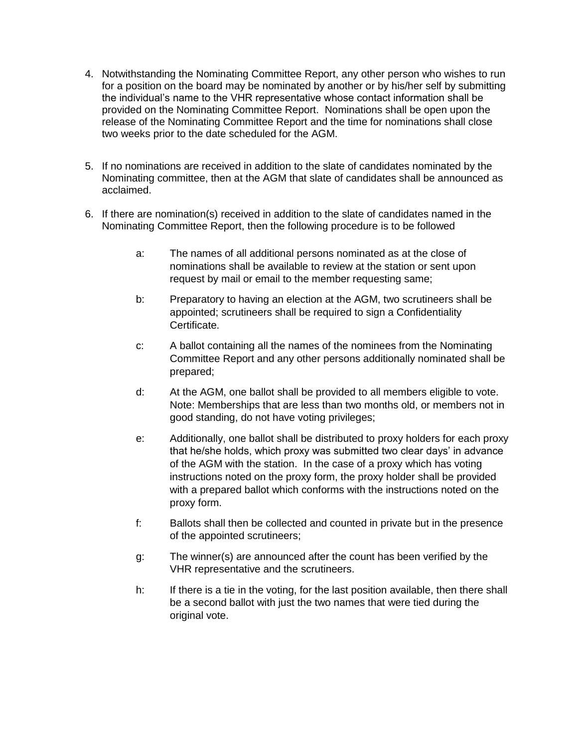4. Notwithstanding the Nominating Committee Report, any other person who wishes to run for a position on the board may be nominated by another or by his/her self by submitting the individual's name to the VHR representative whose contact information shall be provided on the Nominating Committee Report. Nominations shall be open upon the release of the Nominating Committee Report and the time for nominations shall close two weeks prior to the date scheduled for the AGM.

5. If no nominations are received in addition to the slate of candidates nominated by the Nominating committee, then at the AGM that slate of candidates shall be announced as acclaimed.

6. If there are nomination(s) received in addition to the slate of candidates named in the Nominating Committee Report, then the following procedure is to be followed

   a: The names of all additional persons nominated as at the close of nominations shall be available to review at the station or sent upon request by mail or email to the member requesting same;

   b: Preparatory to having an election at the AGM, two scrutineers shall be appointed; scrutineers shall be required to sign a Confidentiality Certificate.

   c: A ballot containing all the names of the nominees from the Nominating Committee Report and any other persons additionally nominated shall be prepared;

   d: At the AGM, one ballot shall be provided to all members eligible to vote. Note: Memberships that are less than two months old, or members not in good standing, do not have voting privileges;

   e: Additionally, one ballot shall be distributed to proxy holders for each proxy that he/she holds, which proxy was submitted two clear days' in advance of the AGM with the station. In the case of a proxy which has voting instructions noted on the proxy form, the proxy holder shall be provided with a prepared ballot which conforms with the instructions noted on the proxy form.

   f: Ballots shall then be collected and counted in private but in the presence of the appointed scrutineers;

   g: The winner(s) are announced after the count has been verified by the VHR representative and the scrutineers.

   h: If there is a tie in the voting, for the last position available, then there shall be a second ballot with just the two names that were tied during the original vote.